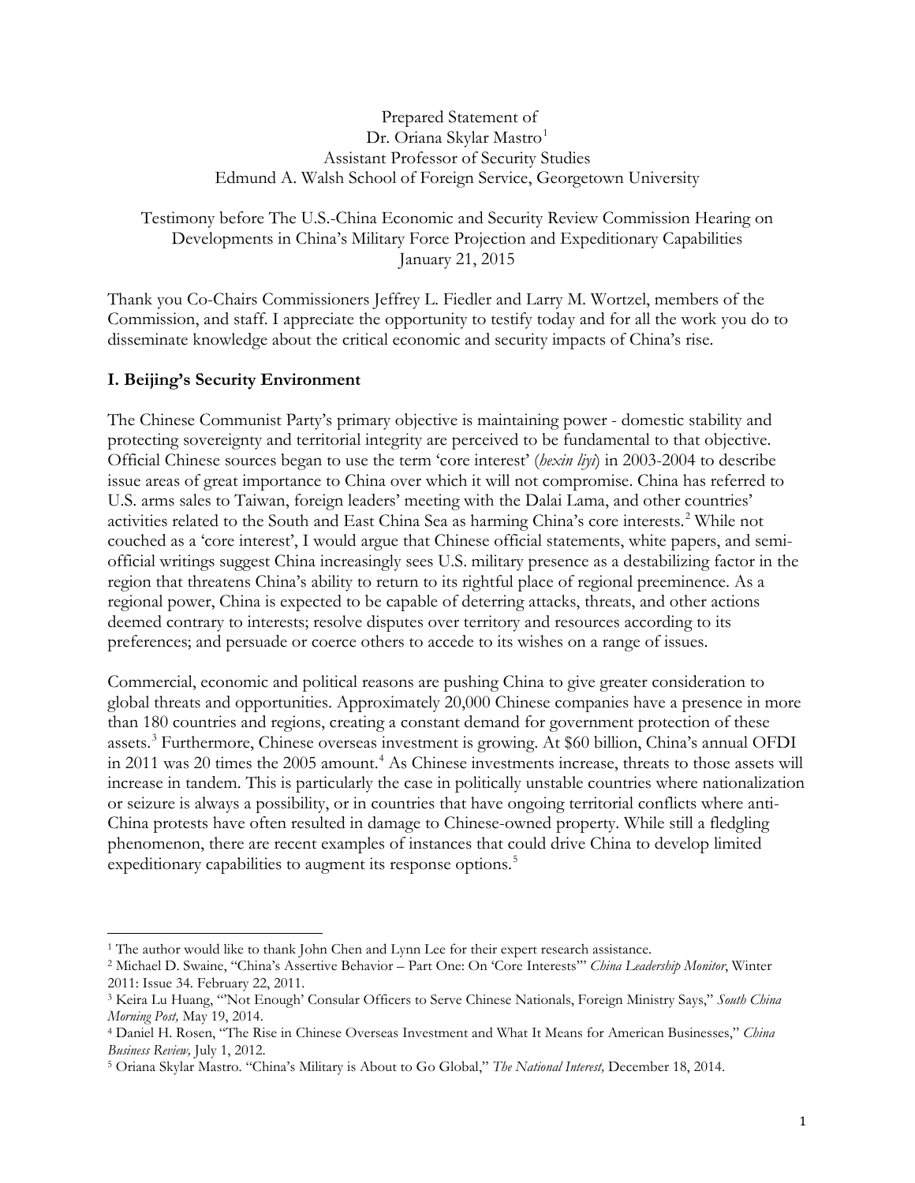Prepared Statement of
Dr. Oriana Skylar Mastro[1]
Assistant Professor of Security Studies
Edmund A. Walsh School of Foreign Service, Georgetown University

Testimony before The U.S.-China Economic and Security Review Commission Hearing on Developments in China's Military Force Projection and Expeditionary Capabilities
January 21, 2015

Thank you Co-Chairs Commissioners Jeffrey L. Fiedler and Larry M. Wortzel, members of the Commission, and staff. I appreciate the opportunity to testify today and for all the work you do to disseminate knowledge about the critical economic and security impacts of China's rise.

## I. Beijing's Security Environment

The Chinese Communist Party's primary objective is maintaining power - domestic stability and protecting sovereignty and territorial integrity are perceived to be fundamental to that objective. Official Chinese sources began to use the term 'core interest' (*hexin liyi*) in 2003-2004 to describe issue areas of great importance to China over which it will not compromise. China has referred to U.S. arms sales to Taiwan, foreign leaders' meeting with the Dalai Lama, and other countries' activities related to the South and East China Sea as harming China's core interests.[2] While not couched as a 'core interest', I would argue that Chinese official statements, white papers, and semi-official writings suggest China increasingly sees U.S. military presence as a destabilizing factor in the region that threatens China's ability to return to its rightful place of regional preeminence. As a regional power, China is expected to be capable of deterring attacks, threats, and other actions deemed contrary to interests; resolve disputes over territory and resources according to its preferences; and persuade or coerce others to accede to its wishes on a range of issues.

Commercial, economic and political reasons are pushing China to give greater consideration to global threats and opportunities. Approximately 20,000 Chinese companies have a presence in more than 180 countries and regions, creating a constant demand for government protection of these assets.[3] Furthermore, Chinese overseas investment is growing. At $60 billion, China's annual OFDI in 2011 was 20 times the 2005 amount.[4] As Chinese investments increase, threats to those assets will increase in tandem. This is particularly the case in politically unstable countries where nationalization or seizure is always a possibility, or in countries that have ongoing territorial conflicts where anti-China protests have often resulted in damage to Chinese-owned property. While still a fledgling phenomenon, there are recent examples of instances that could drive China to develop limited expeditionary capabilities to augment its response options.[5]

---

[1] The author would like to thank John Chen and Lynn Lee for their expert research assistance.

[2] Michael D. Swaine, "China's Assertive Behavior – Part One: On 'Core Interests'" *China Leadership Monitor*, Winter 2011: Issue 34. February 22, 2011.

[3] Keira Lu Huang, "'Not Enough' Consular Officers to Serve Chinese Nationals, Foreign Ministry Says," *South China Morning Post,* May 19, 2014.

[4] Daniel H. Rosen, "The Rise in Chinese Overseas Investment and What It Means for American Businesses," *China Business Review,* July 1, 2012.

[5] Oriana Skylar Mastro. "China's Military is About to Go Global," *The National Interest,* December 18, 2014.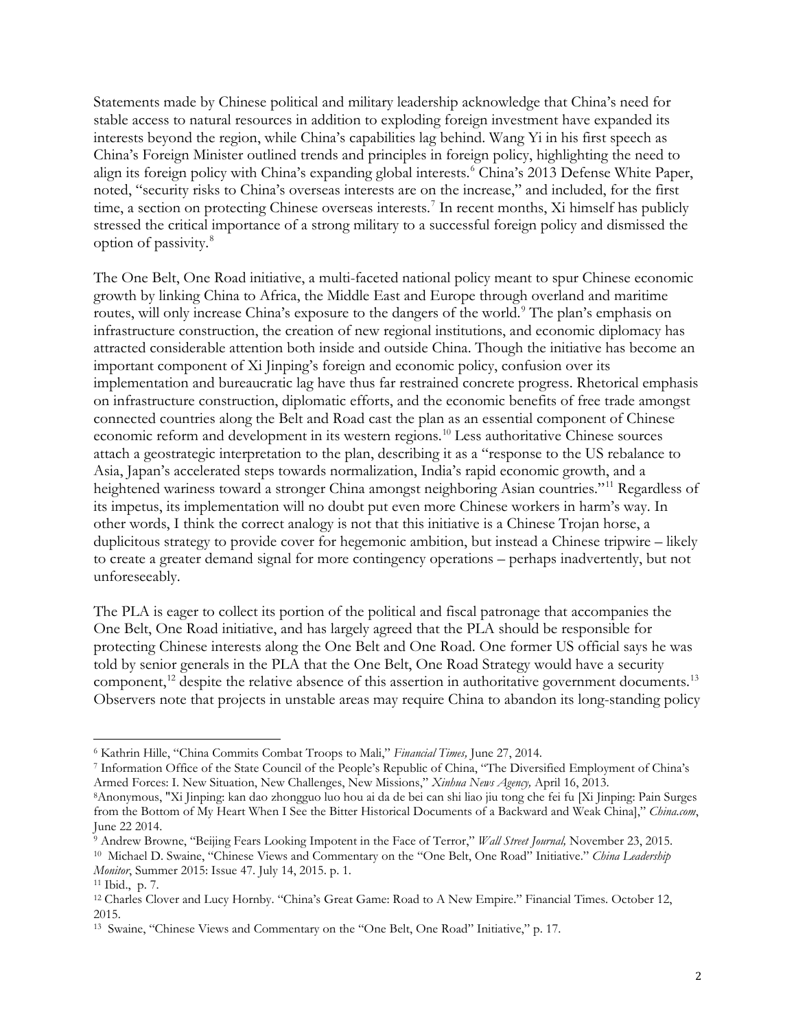Statements made by Chinese political and military leadership acknowledge that China's need for stable access to natural resources in addition to exploding foreign investment have expanded its interests beyond the region, while China's capabilities lag behind. Wang Yi in his first speech as China's Foreign Minister outlined trends and principles in foreign policy, highlighting the need to align its foreign policy with China's expanding global interests.[6] China's 2013 Defense White Paper, noted, "security risks to China's overseas interests are on the increase," and included, for the first time, a section on protecting Chinese overseas interests.[7] In recent months, Xi himself has publicly stressed the critical importance of a strong military to a successful foreign policy and dismissed the option of passivity.[8]

The One Belt, One Road initiative, a multi-faceted national policy meant to spur Chinese economic growth by linking China to Africa, the Middle East and Europe through overland and maritime routes, will only increase China's exposure to the dangers of the world.[9] The plan's emphasis on infrastructure construction, the creation of new regional institutions, and economic diplomacy has attracted considerable attention both inside and outside China. Though the initiative has become an important component of Xi Jinping's foreign and economic policy, confusion over its implementation and bureaucratic lag have thus far restrained concrete progress. Rhetorical emphasis on infrastructure construction, diplomatic efforts, and the economic benefits of free trade amongst connected countries along the Belt and Road cast the plan as an essential component of Chinese economic reform and development in its western regions.[10] Less authoritative Chinese sources attach a geostrategic interpretation to the plan, describing it as a "response to the US rebalance to Asia, Japan's accelerated steps towards normalization, India's rapid economic growth, and a heightened wariness toward a stronger China amongst neighboring Asian countries."[11] Regardless of its impetus, its implementation will no doubt put even more Chinese workers in harm's way. In other words, I think the correct analogy is not that this initiative is a Chinese Trojan horse, a duplicitous strategy to provide cover for hegemonic ambition, but instead a Chinese tripwire – likely to create a greater demand signal for more contingency operations – perhaps inadvertently, but not unforeseeably.

The PLA is eager to collect its portion of the political and fiscal patronage that accompanies the One Belt, One Road initiative, and has largely agreed that the PLA should be responsible for protecting Chinese interests along the One Belt and One Road. One former US official says he was told by senior generals in the PLA that the One Belt, One Road Strategy would have a security component,[12] despite the relative absence of this assertion in authoritative government documents.[13] Observers note that projects in unstable areas may require China to abandon its long-standing policy

---

[6] Kathrin Hille, "China Commits Combat Troops to Mali," *Financial Times,* June 27, 2014.

[7] Information Office of the State Council of the People's Republic of China, "The Diversified Employment of China's Armed Forces: I. New Situation, New Challenges, New Missions," *Xinhua News Agency,* April 16, 2013.

[8] Anonymous, "Xi Jinping: kan dao zhongguo luo hou ai da de bei can shi liao jiu tong che fei fu [Xi Jinping: Pain Surges from the Bottom of My Heart When I See the Bitter Historical Documents of a Backward and Weak China]," *China.com*, June 22 2014.

[9] Andrew Browne, "Beijing Fears Looking Impotent in the Face of Terror," *Wall Street Journal,* November 23, 2015.

[10] Michael D. Swaine, "Chinese Views and Commentary on the "One Belt, One Road" Initiative." *China Leadership Monitor*, Summer 2015: Issue 47. July 14, 2015. p. 1.

[11] Ibid., p. 7.

[12] Charles Clover and Lucy Hornby. "China's Great Game: Road to A New Empire." Financial Times. October 12, 2015.

[13] Swaine, "Chinese Views and Commentary on the "One Belt, One Road" Initiative," p. 17.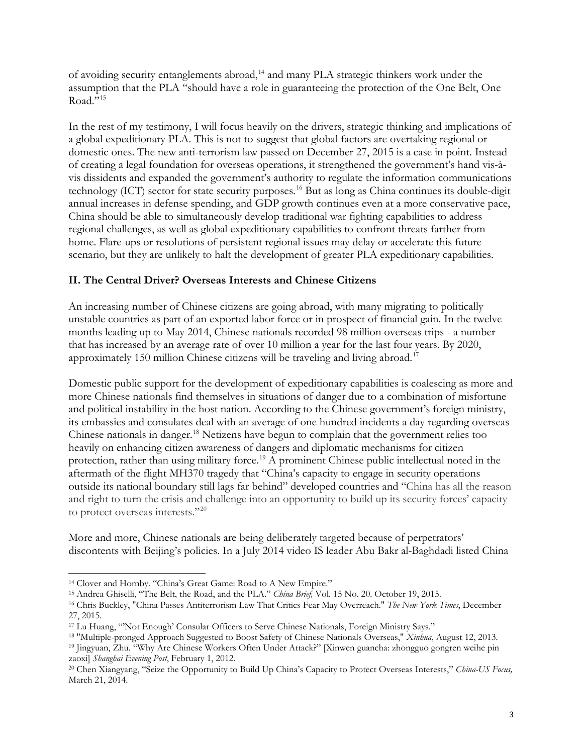of avoiding security entanglements abroad,[14] and many PLA strategic thinkers work under the assumption that the PLA "should have a role in guaranteeing the protection of the One Belt, One Road."[15]

In the rest of my testimony, I will focus heavily on the drivers, strategic thinking and implications of a global expeditionary PLA. This is not to suggest that global factors are overtaking regional or domestic ones. The new anti-terrorism law passed on December 27, 2015 is a case in point. Instead of creating a legal foundation for overseas operations, it strengthened the government's hand vis-à-vis dissidents and expanded the government's authority to regulate the information communications technology (ICT) sector for state security purposes.[16] But as long as China continues its double-digit annual increases in defense spending, and GDP growth continues even at a more conservative pace, China should be able to simultaneously develop traditional war fighting capabilities to address regional challenges, as well as global expeditionary capabilities to confront threats farther from home. Flare-ups or resolutions of persistent regional issues may delay or accelerate this future scenario, but they are unlikely to halt the development of greater PLA expeditionary capabilities.

## II. The Central Driver? Overseas Interests and Chinese Citizens

An increasing number of Chinese citizens are going abroad, with many migrating to politically unstable countries as part of an exported labor force or in prospect of financial gain. In the twelve months leading up to May 2014, Chinese nationals recorded 98 million overseas trips - a number that has increased by an average rate of over 10 million a year for the last four years. By 2020, approximately 150 million Chinese citizens will be traveling and living abroad.[17]

Domestic public support for the development of expeditionary capabilities is coalescing as more and more Chinese nationals find themselves in situations of danger due to a combination of misfortune and political instability in the host nation. According to the Chinese government's foreign ministry, its embassies and consulates deal with an average of one hundred incidents a day regarding overseas Chinese nationals in danger.[18] Netizens have begun to complain that the government relies too heavily on enhancing citizen awareness of dangers and diplomatic mechanisms for citizen protection, rather than using military force.[19] A prominent Chinese public intellectual noted in the aftermath of the flight MH370 tragedy that "China's capacity to engage in security operations outside its national boundary still lags far behind" developed countries and "China has all the reason and right to turn the crisis and challenge into an opportunity to build up its security forces' capacity to protect overseas interests."[20]

More and more, Chinese nationals are being deliberately targeted because of perpetrators' discontents with Beijing's policies. In a July 2014 video IS leader Abu Bakr al-Baghdadi listed China

---

[14] Clover and Hornby. "China's Great Game: Road to A New Empire."

[15] Andrea Ghiselli, "The Belt, the Road, and the PLA." *China Brief,* Vol. 15 No. 20. October 19, 2015.

[16] Chris Buckley, "China Passes Antiterrorism Law That Critics Fear May Overreach." *The New York Times*, December 27, 2015.

[17] Lu Huang, "'Not Enough' Consular Officers to Serve Chinese Nationals, Foreign Ministry Says."

[18] "Multiple-pronged Approach Suggested to Boost Safety of Chinese Nationals Overseas," *Xinhua*, August 12, 2013.

[19] Jingyuan, Zhu. "Why Are Chinese Workers Often Under Attack?" [Xinwen guancha: zhongguo gongren weihe pin zaoxi] *Shanghai Evening Post*, February 1, 2012.

[20] Chen Xiangyang, "Seize the Opportunity to Build Up China's Capacity to Protect Overseas Interests," *China-US Focus,* March 21, 2014.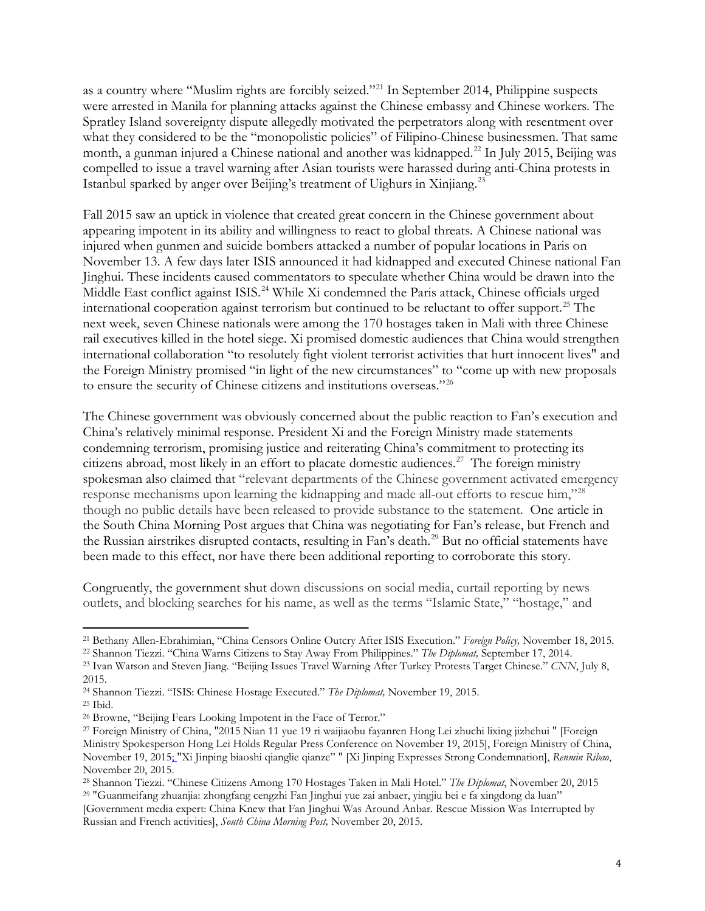as a country where "Muslim rights are forcibly seized."[21] In September 2014, Philippine suspects were arrested in Manila for planning attacks against the Chinese embassy and Chinese workers. The Spratley Island sovereignty dispute allegedly motivated the perpetrators along with resentment over what they considered to be the "monopolistic policies" of Filipino-Chinese businessmen. That same month, a gunman injured a Chinese national and another was kidnapped.[22] In July 2015, Beijing was compelled to issue a travel warning after Asian tourists were harassed during anti-China protests in Istanbul sparked by anger over Beijing's treatment of Uighurs in Xinjiang.[23]

Fall 2015 saw an uptick in violence that created great concern in the Chinese government about appearing impotent in its ability and willingness to react to global threats. A Chinese national was injured when gunmen and suicide bombers attacked a number of popular locations in Paris on November 13. A few days later ISIS announced it had kidnapped and executed Chinese national Fan Jinghui. These incidents caused commentators to speculate whether China would be drawn into the Middle East conflict against ISIS.[24] While Xi condemned the Paris attack, Chinese officials urged international cooperation against terrorism but continued to be reluctant to offer support.[25] The next week, seven Chinese nationals were among the 170 hostages taken in Mali with three Chinese rail executives killed in the hotel siege. Xi promised domestic audiences that China would strengthen international collaboration "to resolutely fight violent terrorist activities that hurt innocent lives" and the Foreign Ministry promised "in light of the new circumstances" to "come up with new proposals to ensure the security of Chinese citizens and institutions overseas."[26]

The Chinese government was obviously concerned about the public reaction to Fan's execution and China's relatively minimal response. President Xi and the Foreign Ministry made statements condemning terrorism, promising justice and reiterating China's commitment to protecting its citizens abroad, most likely in an effort to placate domestic audiences.[27] The foreign ministry spokesman also claimed that "relevant departments of the Chinese government activated emergency response mechanisms upon learning the kidnapping and made all-out efforts to rescue him,"[28] though no public details have been released to provide substance to the statement. One article in the South China Morning Post argues that China was negotiating for Fan's release, but French and the Russian airstrikes disrupted contacts, resulting in Fan's death.[29] But no official statements have been made to this effect, nor have there been additional reporting to corroborate this story.

Congruently, the government shut down discussions on social media, curtail reporting by news outlets, and blocking searches for his name, as well as the terms "Islamic State," "hostage," and

---

[21] Bethany Allen-Ebrahimian, "China Censors Online Outcry After ISIS Execution." *Foreign Policy,* November 18, 2015.

[22] Shannon Tiezzi. "China Warns Citizens to Stay Away From Philippines." *The Diplomat,* September 17, 2014.

[23] Ivan Watson and Steven Jiang. "Beijing Issues Travel Warning After Turkey Protests Target Chinese." *CNN*, July 8, 2015.

[24] Shannon Tiezzi. "ISIS: Chinese Hostage Executed." *The Diplomat,* November 19, 2015.

[25] Ibid.

[26] Browne, "Beijing Fears Looking Impotent in the Face of Terror."

[27] Foreign Ministry of China, "2015 Nian 11 yue 19 ri waijiaobu fayanren Hong Lei zhuchi lixing jizhehui " [Foreign Ministry Spokesperson Hong Lei Holds Regular Press Conference on November 19, 2015], Foreign Ministry of China, November 19, 2015; "Xi Jinping biaoshi qianglie qianze" " [Xi Jinping Expresses Strong Condemnation], *Renmin Ribao*, November 20, 2015.

[28] Shannon Tiezzi. "Chinese Citizens Among 170 Hostages Taken in Mali Hotel." *The Diplomat*, November 20, 2015

[29] "Guanmeifang zhuanjia: zhongfang cengzhi Fan Jinghui yue zai anbaer, yingjiu bei e fa xingdong da luan" [Government media expert: China Knew that Fan Jinghui Was Around Anbar. Rescue Mission Was Interrupted by Russian and French activities], *South China Morning Post,* November 20, 2015.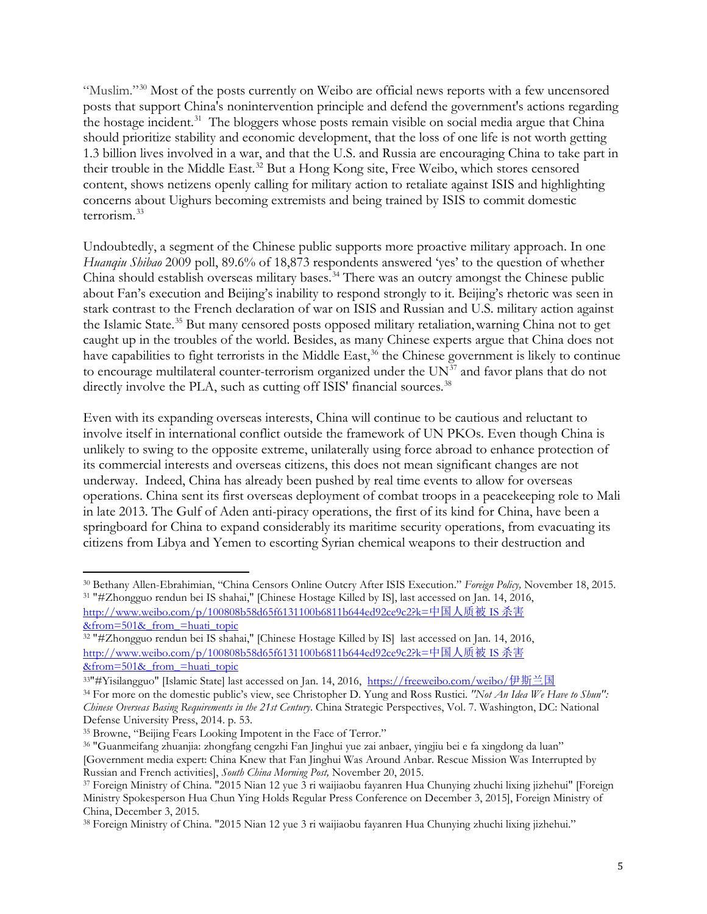"Muslim."[30] Most of the posts currently on Weibo are official news reports with a few uncensored posts that support China's nonintervention principle and defend the government's actions regarding the hostage incident.[31] The bloggers whose posts remain visible on social media argue that China should prioritize stability and economic development, that the loss of one life is not worth getting 1.3 billion lives involved in a war, and that the U.S. and Russia are encouraging China to take part in their trouble in the Middle East.[32] But a Hong Kong site, Free Weibo, which stores censored content, shows netizens openly calling for military action to retaliate against ISIS and highlighting concerns about Uighurs becoming extremists and being trained by ISIS to commit domestic terrorism.[33]

Undoubtedly, a segment of the Chinese public supports more proactive military approach. In one *Huanqiu Shibao* 2009 poll, 89.6% of 18,873 respondents answered 'yes' to the question of whether China should establish overseas military bases.[34] There was an outcry amongst the Chinese public about Fan's execution and Beijing's inability to respond strongly to it. Beijing's rhetoric was seen in stark contrast to the French declaration of war on ISIS and Russian and U.S. military action against the Islamic State.[35] But many censored posts opposed military retaliation, warning China not to get caught up in the troubles of the world. Besides, as many Chinese experts argue that China does not have capabilities to fight terrorists in the Middle East,[36] the Chinese government is likely to continue to encourage multilateral counter-terrorism organized under the UN[37] and favor plans that do not directly involve the PLA, such as cutting off ISIS' financial sources.[38]

Even with its expanding overseas interests, China will continue to be cautious and reluctant to involve itself in international conflict outside the framework of UN PKOs. Even though China is unlikely to swing to the opposite extreme, unilaterally using force abroad to enhance protection of its commercial interests and overseas citizens, this does not mean significant changes are not underway. Indeed, China has already been pushed by real time events to allow for overseas operations. China sent its first overseas deployment of combat troops in a peacekeeping role to Mali in late 2013. The Gulf of Aden anti-piracy operations, the first of its kind for China, have been a springboard for China to expand considerably its maritime security operations, from evacuating its citizens from Libya and Yemen to escorting Syrian chemical weapons to their destruction and

---

[30] Bethany Allen-Ebrahimian, "China Censors Online Outcry After ISIS Execution." *Foreign Policy,* November 18, 2015.

[31] "#Zhongguo rendun bei IS shahai," [Chinese Hostage Killed by IS], last accessed on Jan. 14, 2016, http://www.weibo.com/p/100808b58d65f6131100b6811b644ed92ce9c2?k=中国人质被 IS 杀害&from=501&_from_=huati_topic

[32] "#Zhongguo rendun bei IS shahai," [Chinese Hostage Killed by IS] last accessed on Jan. 14, 2016, http://www.weibo.com/p/100808b58d65f6131100b6811b644ed92ce9c2?k=中国人质被 IS 杀害&from=501&_from_=huati_topic

[33] "#Yisilangguo" [Islamic State] last accessed on Jan. 14, 2016, https://freeweibo.com/weibo/伊斯兰国

[34] For more on the domestic public's view, see Christopher D. Yung and Ross Rustici. *"Not An Idea We Have to Shun": Chinese Overseas Basing Requirements in the 21st Century*. China Strategic Perspectives, Vol. 7. Washington, DC: National Defense University Press, 2014. p. 53.

[35] Browne, "Beijing Fears Looking Impotent in the Face of Terror."

[36] "Guanmeifang zhuanjia: zhongfang cengzhi Fan Jinghui yue zai anbaer, yingjiu bei e fa xingdong da luan" [Government media expert: China Knew that Fan Jinghui Was Around Anbar. Rescue Mission Was Interrupted by Russian and French activities], *South China Morning Post,* November 20, 2015.

[37] Foreign Ministry of China. "2015 Nian 12 yue 3 ri waijiaobu fayanren Hua Chunying zhuchi lixing jizhehui" [Foreign Ministry Spokesperson Hua Chun Ying Holds Regular Press Conference on December 3, 2015], Foreign Ministry of China, December 3, 2015.

[38] Foreign Ministry of China. "2015 Nian 12 yue 3 ri waijiaobu fayanren Hua Chunying zhuchi lixing jizhehui."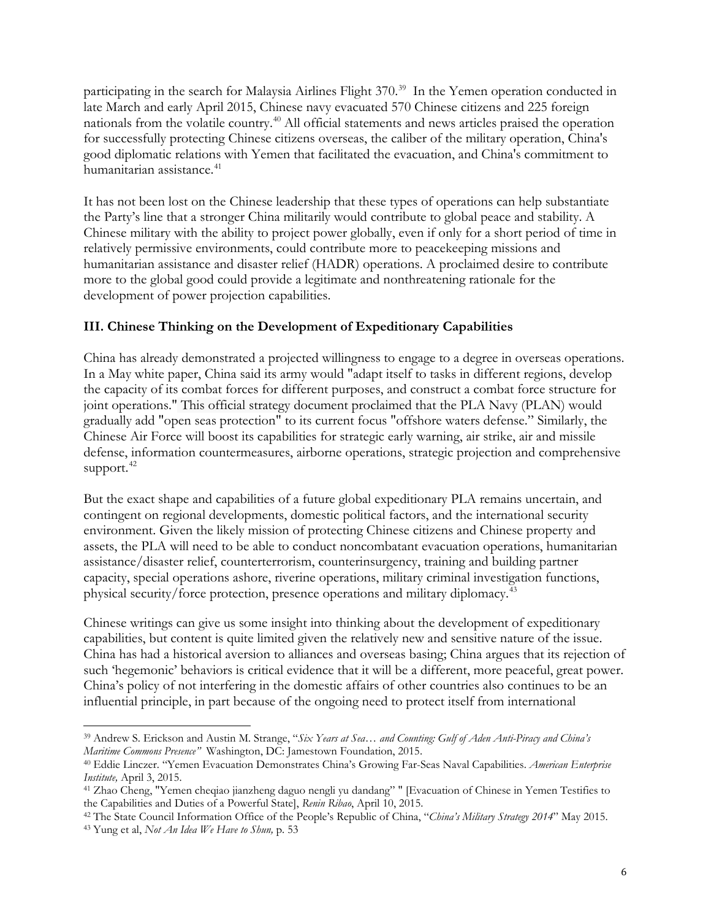participating in the search for Malaysia Airlines Flight 370.[39] In the Yemen operation conducted in late March and early April 2015, Chinese navy evacuated 570 Chinese citizens and 225 foreign nationals from the volatile country.[40] All official statements and news articles praised the operation for successfully protecting Chinese citizens overseas, the caliber of the military operation, China's good diplomatic relations with Yemen that facilitated the evacuation, and China's commitment to humanitarian assistance.[41]

It has not been lost on the Chinese leadership that these types of operations can help substantiate the Party's line that a stronger China militarily would contribute to global peace and stability. A Chinese military with the ability to project power globally, even if only for a short period of time in relatively permissive environments, could contribute more to peacekeeping missions and humanitarian assistance and disaster relief (HADR) operations. A proclaimed desire to contribute more to the global good could provide a legitimate and nonthreatening rationale for the development of power projection capabilities.

### III. Chinese Thinking on the Development of Expeditionary Capabilities

China has already demonstrated a projected willingness to engage to a degree in overseas operations. In a May white paper, China said its army would "adapt itself to tasks in different regions, develop the capacity of its combat forces for different purposes, and construct a combat force structure for joint operations." This official strategy document proclaimed that the PLA Navy (PLAN) would gradually add "open seas protection" to its current focus "offshore waters defense." Similarly, the Chinese Air Force will boost its capabilities for strategic early warning, air strike, air and missile defense, information countermeasures, airborne operations, strategic projection and comprehensive support.[42]

But the exact shape and capabilities of a future global expeditionary PLA remains uncertain, and contingent on regional developments, domestic political factors, and the international security environment. Given the likely mission of protecting Chinese citizens and Chinese property and assets, the PLA will need to be able to conduct noncombatant evacuation operations, humanitarian assistance/disaster relief, counterterrorism, counterinsurgency, training and building partner capacity, special operations ashore, riverine operations, military criminal investigation functions, physical security/force protection, presence operations and military diplomacy.[43]

Chinese writings can give us some insight into thinking about the development of expeditionary capabilities, but content is quite limited given the relatively new and sensitive nature of the issue. China has had a historical aversion to alliances and overseas basing; China argues that its rejection of such 'hegemonic' behaviors is critical evidence that it will be a different, more peaceful, great power. China's policy of not interfering in the domestic affairs of other countries also continues to be an influential principle, in part because of the ongoing need to protect itself from international

---

[39] Andrew S. Erickson and Austin M. Strange, "*Six Years at Sea… and Counting: Gulf of Aden Anti-Piracy and China's Maritime Commons Presence*" Washington, DC: Jamestown Foundation, 2015.

[40] Eddie Linczer. "Yemen Evacuation Demonstrates China's Growing Far-Seas Naval Capabilities. *American Enterprise Institute,* April 3, 2015.

[41] Zhao Cheng, "Yemen cheqiao jianzheng daguo nengli yu dandang" " [Evacuation of Chinese in Yemen Testifies to the Capabilities and Duties of a Powerful State], *Renin Ribao*, April 10, 2015.

[42] The State Council Information Office of the People's Republic of China, "*China's Military Strategy 2014*" May 2015.

[43] Yung et al, *Not An Idea We Have to Shun,* p. 53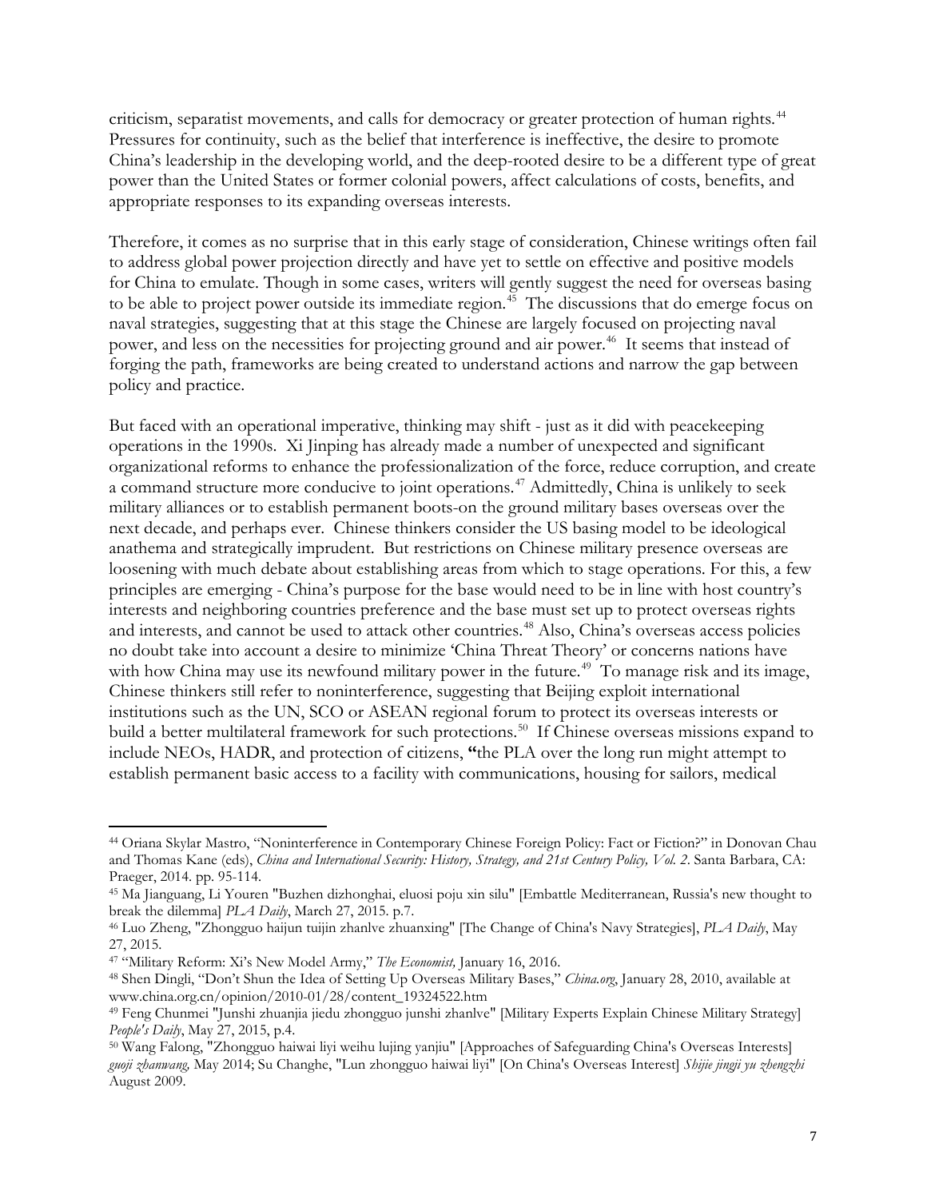criticism, separatist movements, and calls for democracy or greater protection of human rights.[44] Pressures for continuity, such as the belief that interference is ineffective, the desire to promote China's leadership in the developing world, and the deep-rooted desire to be a different type of great power than the United States or former colonial powers, affect calculations of costs, benefits, and appropriate responses to its expanding overseas interests.

Therefore, it comes as no surprise that in this early stage of consideration, Chinese writings often fail to address global power projection directly and have yet to settle on effective and positive models for China to emulate. Though in some cases, writers will gently suggest the need for overseas basing to be able to project power outside its immediate region.[45] The discussions that do emerge focus on naval strategies, suggesting that at this stage the Chinese are largely focused on projecting naval power, and less on the necessities for projecting ground and air power.[46] It seems that instead of forging the path, frameworks are being created to understand actions and narrow the gap between policy and practice.

But faced with an operational imperative, thinking may shift - just as it did with peacekeeping operations in the 1990s. Xi Jinping has already made a number of unexpected and significant organizational reforms to enhance the professionalization of the force, reduce corruption, and create a command structure more conducive to joint operations.[47] Admittedly, China is unlikely to seek military alliances or to establish permanent boots-on the ground military bases overseas over the next decade, and perhaps ever. Chinese thinkers consider the US basing model to be ideological anathema and strategically imprudent. But restrictions on Chinese military presence overseas are loosening with much debate about establishing areas from which to stage operations. For this, a few principles are emerging - China's purpose for the base would need to be in line with host country's interests and neighboring countries preference and the base must set up to protect overseas rights and interests, and cannot be used to attack other countries.[48] Also, China's overseas access policies no doubt take into account a desire to minimize 'China Threat Theory' or concerns nations have with how China may use its newfound military power in the future.[49] To manage risk and its image, Chinese thinkers still refer to noninterference, suggesting that Beijing exploit international institutions such as the UN, SCO or ASEAN regional forum to protect its overseas interests or build a better multilateral framework for such protections.[50] If Chinese overseas missions expand to include NEOs, HADR, and protection of citizens, **"**the PLA over the long run might attempt to establish permanent basic access to a facility with communications, housing for sailors, medical

---

[44] Oriana Skylar Mastro, "Noninterference in Contemporary Chinese Foreign Policy: Fact or Fiction?" in Donovan Chau and Thomas Kane (eds), *China and International Security: History, Strategy, and 21st Century Policy, Vol. 2*. Santa Barbara, CA: Praeger, 2014. pp. 95-114.

[45] Ma Jianguang, Li Youren "Buzhen dizhonghai, eluosi poju xin silu" [Embattle Mediterranean, Russia's new thought to break the dilemma] *PLA Daily*, March 27, 2015. p.7.

[46] Luo Zheng, "Zhongguo haijun tuijin zhanlve zhuanxing" [The Change of China's Navy Strategies], *PLA Daily*, May 27, 2015.

[47] "Military Reform: Xi's New Model Army," *The Economist,* January 16, 2016.

[48] Shen Dingli, "Don't Shun the Idea of Setting Up Overseas Military Bases," *China.org*, January 28, 2010, available at www.china.org.cn/opinion/2010-01/28/content_19324522.htm

[49] Feng Chunmei "Junshi zhuanjia jiedu zhongguo junshi zhanlve" [Military Experts Explain Chinese Military Strategy] *People's Daily*, May 27, 2015, p.4.

[50] Wang Falong, "Zhongguo haiwai liyi weihu lujing yanjiu" [Approaches of Safeguarding China's Overseas Interests] *guoji zhanwang,* May 2014; Su Changhe, "Lun zhongguo haiwai liyi" [On China's Overseas Interest] *Shijie jingji yu zhengzhi* August 2009.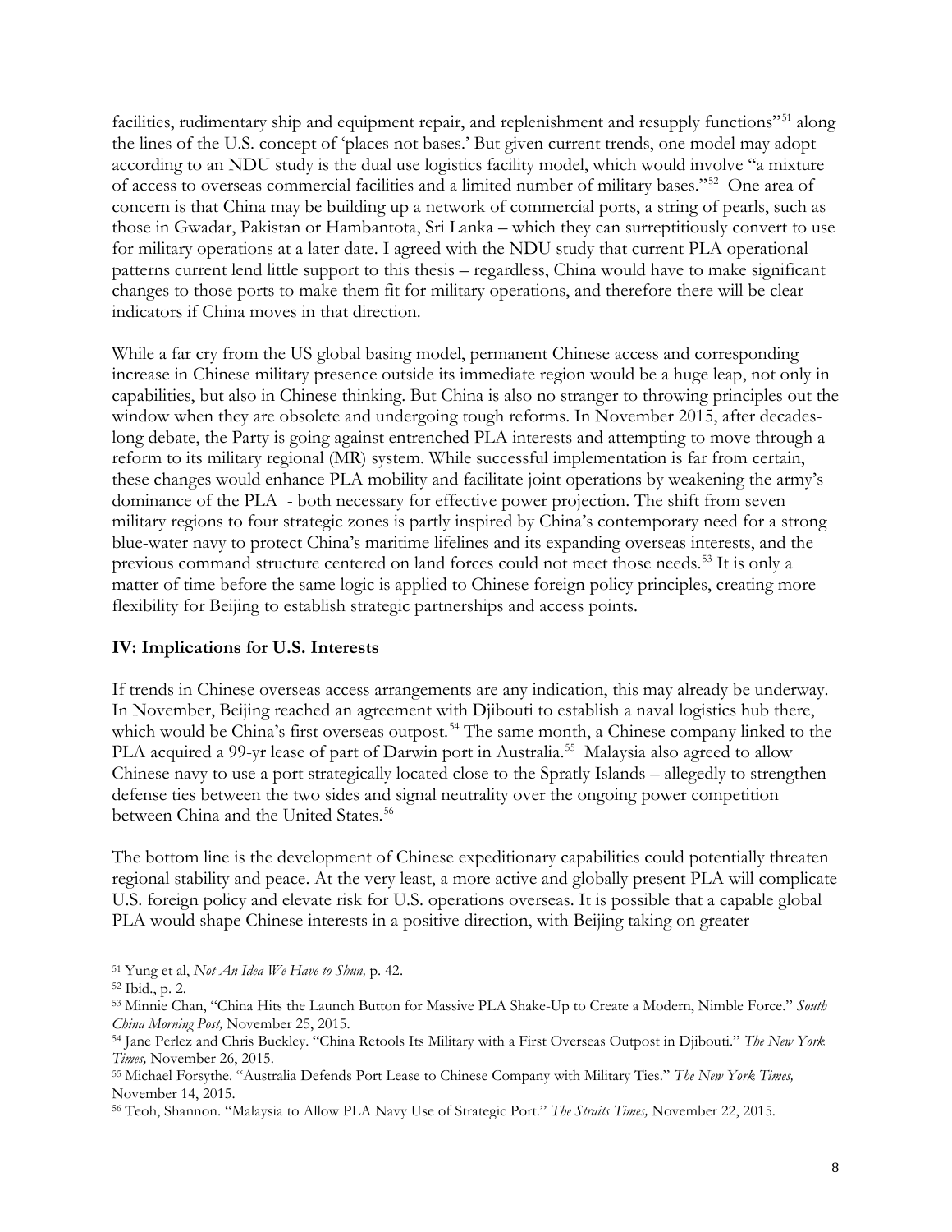facilities, rudimentary ship and equipment repair, and replenishment and resupply functions"[51] along the lines of the U.S. concept of 'places not bases.' But given current trends, one model may adopt according to an NDU study is the dual use logistics facility model, which would involve "a mixture of access to overseas commercial facilities and a limited number of military bases."[52] One area of concern is that China may be building up a network of commercial ports, a string of pearls, such as those in Gwadar, Pakistan or Hambantota, Sri Lanka – which they can surreptitiously convert to use for military operations at a later date. I agreed with the NDU study that current PLA operational patterns current lend little support to this thesis – regardless, China would have to make significant changes to those ports to make them fit for military operations, and therefore there will be clear indicators if China moves in that direction.

While a far cry from the US global basing model, permanent Chinese access and corresponding increase in Chinese military presence outside its immediate region would be a huge leap, not only in capabilities, but also in Chinese thinking. But China is also no stranger to throwing principles out the window when they are obsolete and undergoing tough reforms. In November 2015, after decades-long debate, the Party is going against entrenched PLA interests and attempting to move through a reform to its military regional (MR) system. While successful implementation is far from certain, these changes would enhance PLA mobility and facilitate joint operations by weakening the army's dominance of the PLA - both necessary for effective power projection. The shift from seven military regions to four strategic zones is partly inspired by China's contemporary need for a strong blue-water navy to protect China's maritime lifelines and its expanding overseas interests, and the previous command structure centered on land forces could not meet those needs.[53] It is only a matter of time before the same logic is applied to Chinese foreign policy principles, creating more flexibility for Beijing to establish strategic partnerships and access points.

**IV: Implications for U.S. Interests**

If trends in Chinese overseas access arrangements are any indication, this may already be underway. In November, Beijing reached an agreement with Djibouti to establish a naval logistics hub there, which would be China's first overseas outpost.[54] The same month, a Chinese company linked to the PLA acquired a 99-yr lease of part of Darwin port in Australia.[55] Malaysia also agreed to allow Chinese navy to use a port strategically located close to the Spratly Islands – allegedly to strengthen defense ties between the two sides and signal neutrality over the ongoing power competition between China and the United States.[56]

The bottom line is the development of Chinese expeditionary capabilities could potentially threaten regional stability and peace. At the very least, a more active and globally present PLA will complicate U.S. foreign policy and elevate risk for U.S. operations overseas. It is possible that a capable global PLA would shape Chinese interests in a positive direction, with Beijing taking on greater

---

[51] Yung et al, *Not An Idea We Have to Shun,* p. 42.

[52] Ibid., p. 2.

[53] Minnie Chan, "China Hits the Launch Button for Massive PLA Shake-Up to Create a Modern, Nimble Force." *South China Morning Post,* November 25, 2015.

[54] Jane Perlez and Chris Buckley. "China Retools Its Military with a First Overseas Outpost in Djibouti." *The New York Times,* November 26, 2015.

[55] Michael Forsythe. "Australia Defends Port Lease to Chinese Company with Military Ties." *The New York Times,* November 14, 2015.

[56] Teoh, Shannon. "Malaysia to Allow PLA Navy Use of Strategic Port." *The Straits Times,* November 22, 2015.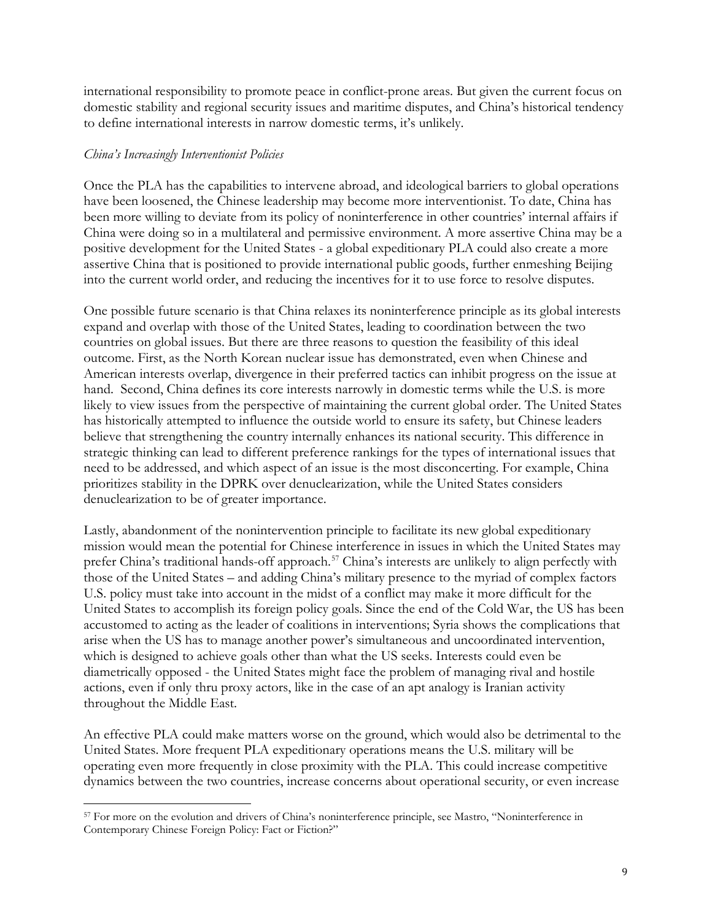international responsibility to promote peace in conflict-prone areas. But given the current focus on domestic stability and regional security issues and maritime disputes, and China's historical tendency to define international interests in narrow domestic terms, it's unlikely.

*China's Increasingly Interventionist Policies*

Once the PLA has the capabilities to intervene abroad, and ideological barriers to global operations have been loosened, the Chinese leadership may become more interventionist. To date, China has been more willing to deviate from its policy of noninterference in other countries' internal affairs if China were doing so in a multilateral and permissive environment. A more assertive China may be a positive development for the United States - a global expeditionary PLA could also create a more assertive China that is positioned to provide international public goods, further enmeshing Beijing into the current world order, and reducing the incentives for it to use force to resolve disputes.

One possible future scenario is that China relaxes its noninterference principle as its global interests expand and overlap with those of the United States, leading to coordination between the two countries on global issues. But there are three reasons to question the feasibility of this ideal outcome. First, as the North Korean nuclear issue has demonstrated, even when Chinese and American interests overlap, divergence in their preferred tactics can inhibit progress on the issue at hand. Second, China defines its core interests narrowly in domestic terms while the U.S. is more likely to view issues from the perspective of maintaining the current global order. The United States has historically attempted to influence the outside world to ensure its safety, but Chinese leaders believe that strengthening the country internally enhances its national security. This difference in strategic thinking can lead to different preference rankings for the types of international issues that need to be addressed, and which aspect of an issue is the most disconcerting. For example, China prioritizes stability in the DPRK over denuclearization, while the United States considers denuclearization to be of greater importance.

Lastly, abandonment of the nonintervention principle to facilitate its new global expeditionary mission would mean the potential for Chinese interference in issues in which the United States may prefer China's traditional hands-off approach.[57] China's interests are unlikely to align perfectly with those of the United States – and adding China's military presence to the myriad of complex factors U.S. policy must take into account in the midst of a conflict may make it more difficult for the United States to accomplish its foreign policy goals. Since the end of the Cold War, the US has been accustomed to acting as the leader of coalitions in interventions; Syria shows the complications that arise when the US has to manage another power's simultaneous and uncoordinated intervention, which is designed to achieve goals other than what the US seeks. Interests could even be diametrically opposed - the United States might face the problem of managing rival and hostile actions, even if only thru proxy actors, like in the case of an apt analogy is Iranian activity throughout the Middle East.

An effective PLA could make matters worse on the ground, which would also be detrimental to the United States. More frequent PLA expeditionary operations means the U.S. military will be operating even more frequently in close proximity with the PLA. This could increase competitive dynamics between the two countries, increase concerns about operational security, or even increase

[57] For more on the evolution and drivers of China's noninterference principle, see Mastro, "Noninterference in Contemporary Chinese Foreign Policy: Fact or Fiction?"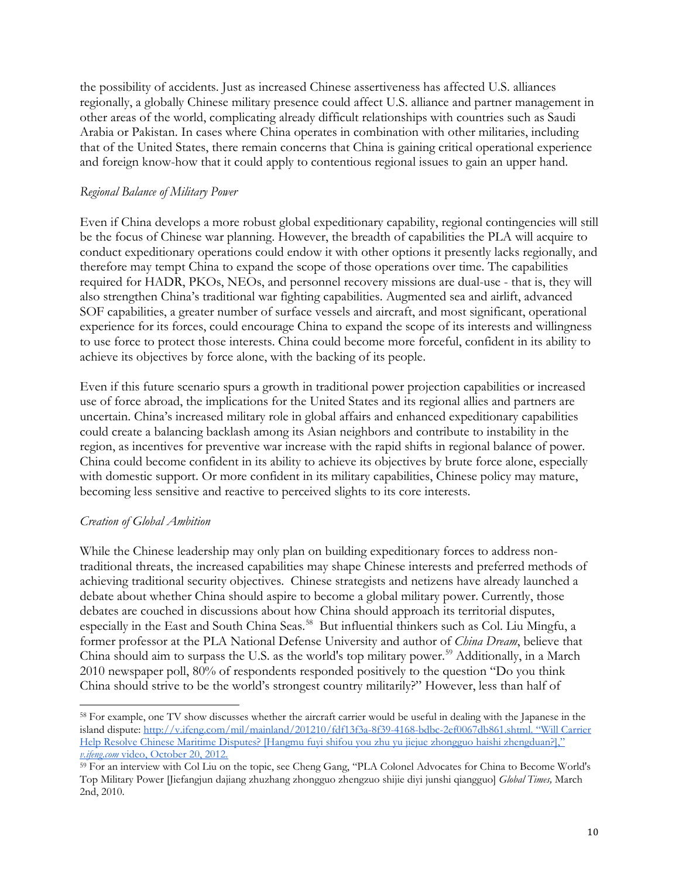the possibility of accidents. Just as increased Chinese assertiveness has affected U.S. alliances regionally, a globally Chinese military presence could affect U.S. alliance and partner management in other areas of the world, complicating already difficult relationships with countries such as Saudi Arabia or Pakistan. In cases where China operates in combination with other militaries, including that of the United States, there remain concerns that China is gaining critical operational experience and foreign know-how that it could apply to contentious regional issues to gain an upper hand.

*Regional Balance of Military Power*

Even if China develops a more robust global expeditionary capability, regional contingencies will still be the focus of Chinese war planning. However, the breadth of capabilities the PLA will acquire to conduct expeditionary operations could endow it with other options it presently lacks regionally, and therefore may tempt China to expand the scope of those operations over time. The capabilities required for HADR, PKOs, NEOs, and personnel recovery missions are dual-use - that is, they will also strengthen China's traditional war fighting capabilities. Augmented sea and airlift, advanced SOF capabilities, a greater number of surface vessels and aircraft, and most significant, operational experience for its forces, could encourage China to expand the scope of its interests and willingness to use force to protect those interests. China could become more forceful, confident in its ability to achieve its objectives by force alone, with the backing of its people.

Even if this future scenario spurs a growth in traditional power projection capabilities or increased use of force abroad, the implications for the United States and its regional allies and partners are uncertain. China's increased military role in global affairs and enhanced expeditionary capabilities could create a balancing backlash among its Asian neighbors and contribute to instability in the region, as incentives for preventive war increase with the rapid shifts in regional balance of power. China could become confident in its ability to achieve its objectives by brute force alone, especially with domestic support. Or more confident in its military capabilities, Chinese policy may mature, becoming less sensitive and reactive to perceived slights to its core interests.

*Creation of Global Ambition*

While the Chinese leadership may only plan on building expeditionary forces to address non-traditional threats, the increased capabilities may shape Chinese interests and preferred methods of achieving traditional security objectives. Chinese strategists and netizens have already launched a debate about whether China should aspire to become a global military power. Currently, those debates are couched in discussions about how China should approach its territorial disputes, especially in the East and South China Seas.[58] But influential thinkers such as Col. Liu Mingfu, a former professor at the PLA National Defense University and author of *China Dream*, believe that China should aim to surpass the U.S. as the world's top military power.[59] Additionally, in a March 2010 newspaper poll, 80% of respondents responded positively to the question "Do you think China should strive to be the world's strongest country militarily?" However, less than half of

---

[58] For example, one TV show discusses whether the aircraft carrier would be useful in dealing with the Japanese in the island dispute: http://v.ifeng.com/mil/mainland/201210/fdf13f3a-8f39-4168-bdbc-2ef0067db861.shtml. "Will Carrier Help Resolve Chinese Maritime Disputes? [Hangmu fuyi shifou you zhu yu jiejue zhongguo haishi zhengduan?]," *v.ifeng.com* video, October 20, 2012.

[59] For an interview with Col Liu on the topic, see Cheng Gang, "PLA Colonel Advocates for China to Become World's Top Military Power [Jiefangjun dajiang zhuzhang zhongguo zhengzuo shijie diyi junshi qiangguo] *Global Times,* March 2nd, 2010.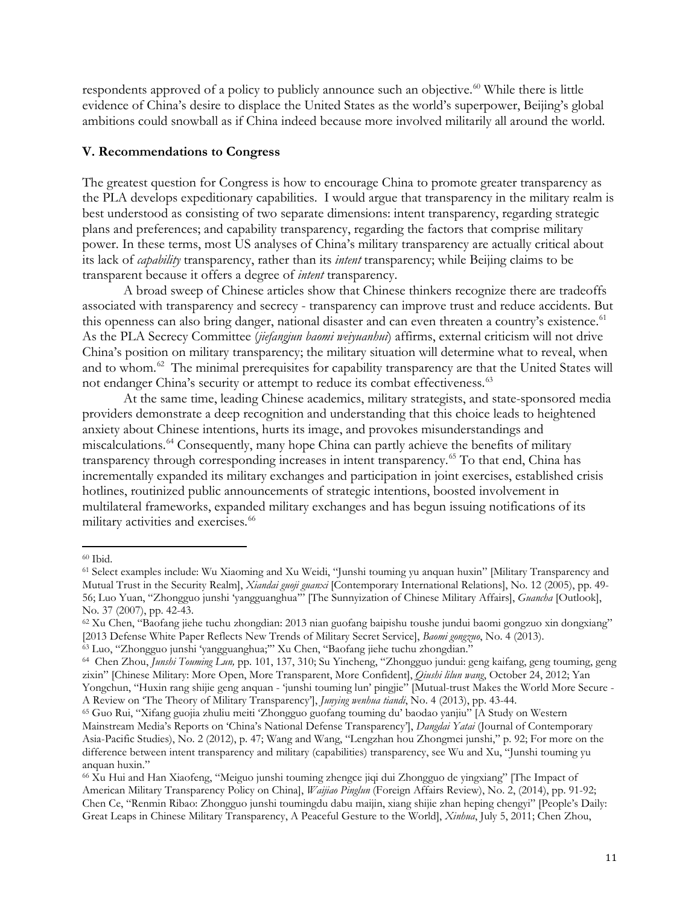respondents approved of a policy to publicly announce such an objective.[60] While there is little evidence of China's desire to displace the United States as the world's superpower, Beijing's global ambitions could snowball as if China indeed because more involved militarily all around the world.

### V. Recommendations to Congress

The greatest question for Congress is how to encourage China to promote greater transparency as the PLA develops expeditionary capabilities. I would argue that transparency in the military realm is best understood as consisting of two separate dimensions: intent transparency, regarding strategic plans and preferences; and capability transparency, regarding the factors that comprise military power. In these terms, most US analyses of China's military transparency are actually critical about its lack of *capability* transparency, rather than its *intent* transparency; while Beijing claims to be transparent because it offers a degree of *intent* transparency.

A broad sweep of Chinese articles show that Chinese thinkers recognize there are tradeoffs associated with transparency and secrecy - transparency can improve trust and reduce accidents. But this openness can also bring danger, national disaster and can even threaten a country's existence.[61] As the PLA Secrecy Committee (*jiefangjun baomi weiyuanhui*) affirms, external criticism will not drive China's position on military transparency; the military situation will determine what to reveal, when and to whom.[62] The minimal prerequisites for capability transparency are that the United States will not endanger China's security or attempt to reduce its combat effectiveness.[63]

At the same time, leading Chinese academics, military strategists, and state-sponsored media providers demonstrate a deep recognition and understanding that this choice leads to heightened anxiety about Chinese intentions, hurts its image, and provokes misunderstandings and miscalculations.[64] Consequently, many hope China can partly achieve the benefits of military transparency through corresponding increases in intent transparency.[65] To that end, China has incrementally expanded its military exchanges and participation in joint exercises, established crisis hotlines, routinized public announcements of strategic intentions, boosted involvement in multilateral frameworks, expanded military exchanges and has begun issuing notifications of its military activities and exercises.[66]

---

[60] Ibid.

[61] Select examples include: Wu Xiaoming and Xu Weidi, "Junshi touming yu anquan huxin" [Military Transparency and Mutual Trust in the Security Realm], *Xiandai guoji guanxi* [Contemporary International Relations], No. 12 (2005), pp. 49-56; Luo Yuan, "Zhongguo junshi 'yangguanghua'" [The Sunnyization of Chinese Military Affairs], *Guancha* [Outlook], No. 37 (2007), pp. 42-43.

[62] Xu Chen, "Baofang jiehe tuchu zhongdian: 2013 nian guofang baipishu toushe jundui baomi gongzuo xin dongxiang" [2013 Defense White Paper Reflects New Trends of Military Secret Service], *Baomi gongzuo*, No. 4 (2013).

[63] Luo, "Zhongguo junshi 'yangguanghua;'" Xu Chen, "Baofang jiehe tuchu zhongdian."

[64] Chen Zhou, *Junshi Touming Lun,* pp. 101, 137, 310; Su Yincheng, "Zhongguo jundui: geng kaifang, geng touming, geng zixin" [Chinese Military: More Open, More Transparent, More Confident], *Qiushi lilun wang*, October 24, 2012; Yan Yongchun, "Huxin rang shijie geng anquan - 'junshi touming lun' pingjie" [Mutual-trust Makes the World More Secure - A Review on 'The Theory of Military Transparency'], *Junying wenhua tiandi*, No. 4 (2013), pp. 43-44.

[65] Guo Rui, "Xifang guojia zhuliu meiti 'Zhongguo guofang touming du' baodao yanjiu" [A Study on Western Mainstream Media's Reports on 'China's National Defense Transparency'], *Dangdai Yatai* (Journal of Contemporary Asia-Pacific Studies), No. 2 (2012), p. 47; Wang and Wang, "Lengzhan hou Zhongmei junshi," p. 92; For more on the difference between intent transparency and military (capabilities) transparency, see Wu and Xu, "Junshi touming yu anquan huxin."

[66] Xu Hui and Han Xiaofeng, "Meiguo junshi touming zhengce jiqi dui Zhongguo de yingxiang" [The Impact of American Military Transparency Policy on China], *Waijiao Pinglun* (Foreign Affairs Review), No. 2, (2014), pp. 91-92; Chen Ce, "Renmin Ribao: Zhongguo junshi toumingdu dabu maijin, xiang shijie zhan heping chengyi" [People's Daily: Great Leaps in Chinese Military Transparency, A Peaceful Gesture to the World], *Xinhua*, July 5, 2011; Chen Zhou,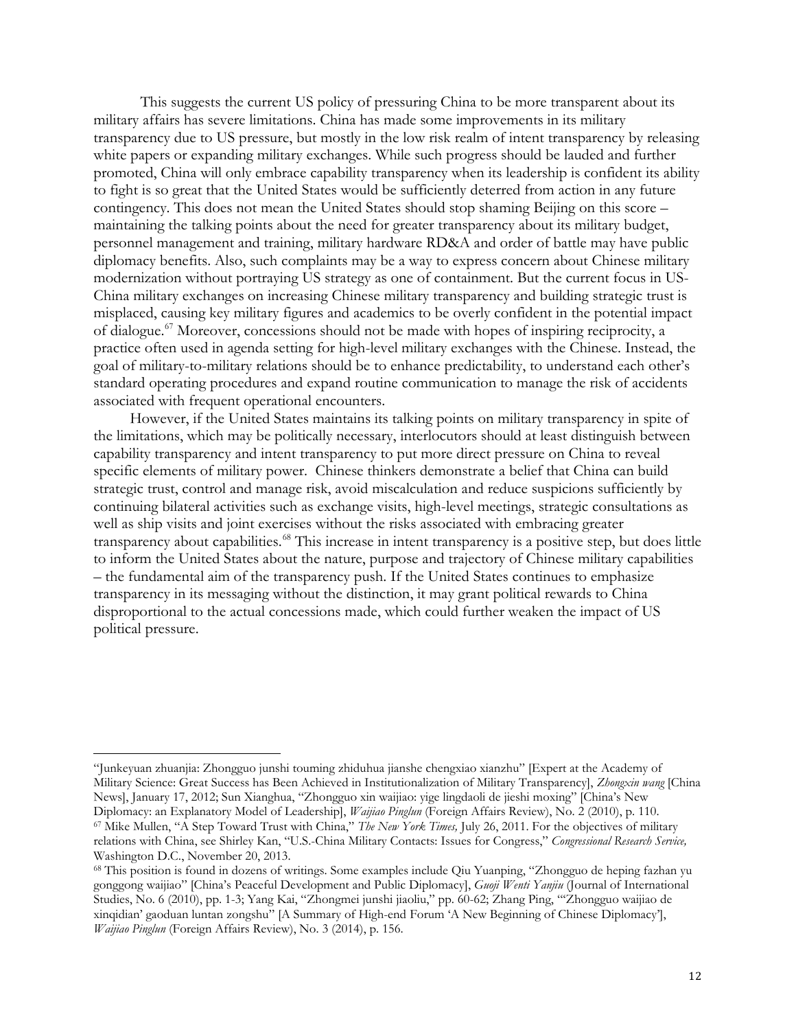This suggests the current US policy of pressuring China to be more transparent about its military affairs has severe limitations. China has made some improvements in its military transparency due to US pressure, but mostly in the low risk realm of intent transparency by releasing white papers or expanding military exchanges. While such progress should be lauded and further promoted, China will only embrace capability transparency when its leadership is confident its ability to fight is so great that the United States would be sufficiently deterred from action in any future contingency. This does not mean the United States should stop shaming Beijing on this score – maintaining the talking points about the need for greater transparency about its military budget, personnel management and training, military hardware RD&A and order of battle may have public diplomacy benefits. Also, such complaints may be a way to express concern about Chinese military modernization without portraying US strategy as one of containment. But the current focus in US-China military exchanges on increasing Chinese military transparency and building strategic trust is misplaced, causing key military figures and academics to be overly confident in the potential impact of dialogue.[67] Moreover, concessions should not be made with hopes of inspiring reciprocity, a practice often used in agenda setting for high-level military exchanges with the Chinese. Instead, the goal of military-to-military relations should be to enhance predictability, to understand each other's standard operating procedures and expand routine communication to manage the risk of accidents associated with frequent operational encounters.

However, if the United States maintains its talking points on military transparency in spite of the limitations, which may be politically necessary, interlocutors should at least distinguish between capability transparency and intent transparency to put more direct pressure on China to reveal specific elements of military power. Chinese thinkers demonstrate a belief that China can build strategic trust, control and manage risk, avoid miscalculation and reduce suspicions sufficiently by continuing bilateral activities such as exchange visits, high-level meetings, strategic consultations as well as ship visits and joint exercises without the risks associated with embracing greater transparency about capabilities.[68] This increase in intent transparency is a positive step, but does little to inform the United States about the nature, purpose and trajectory of Chinese military capabilities – the fundamental aim of the transparency push. If the United States continues to emphasize transparency in its messaging without the distinction, it may grant political rewards to China disproportional to the actual concessions made, which could further weaken the impact of US political pressure.

---

"Junkeyuan zhuanjia: Zhongguo junshi touming zhiduhua jianshe chengxiao xianzhu" [Expert at the Academy of Military Science: Great Success has Been Achieved in Institutionalization of Military Transparency], *Zhongxin wang* [China News], January 17, 2012; Sun Xianghua, "Zhongguo xin waijiao: yige lingdaoli de jieshi moxing" [China's New Diplomacy: an Explanatory Model of Leadership], *Waijiao Pinglun* (Foreign Affairs Review), No. 2 (2010), p. 110.

[67] Mike Mullen, "A Step Toward Trust with China," *The New York Times,* July 26, 2011. For the objectives of military relations with China, see Shirley Kan, "U.S.-China Military Contacts: Issues for Congress," *Congressional Research Service,* Washington D.C., November 20, 2013.

[68] This position is found in dozens of writings. Some examples include Qiu Yuanping, "Zhongguo de heping fazhan yu gonggong waijiao" [China's Peaceful Development and Public Diplomacy], *Guoji Wenti Yanjiu* (Journal of International Studies, No. 6 (2010), pp. 1-3; Yang Kai, "Zhongmei junshi jiaoliu," pp. 60-62; Zhang Ping, "'Zhongguo waijiao de xinqidian' gaoduan luntan zongshu" [A Summary of High-end Forum 'A New Beginning of Chinese Diplomacy'], *Waijiao Pinglun* (Foreign Affairs Review), No. 3 (2014), p. 156.